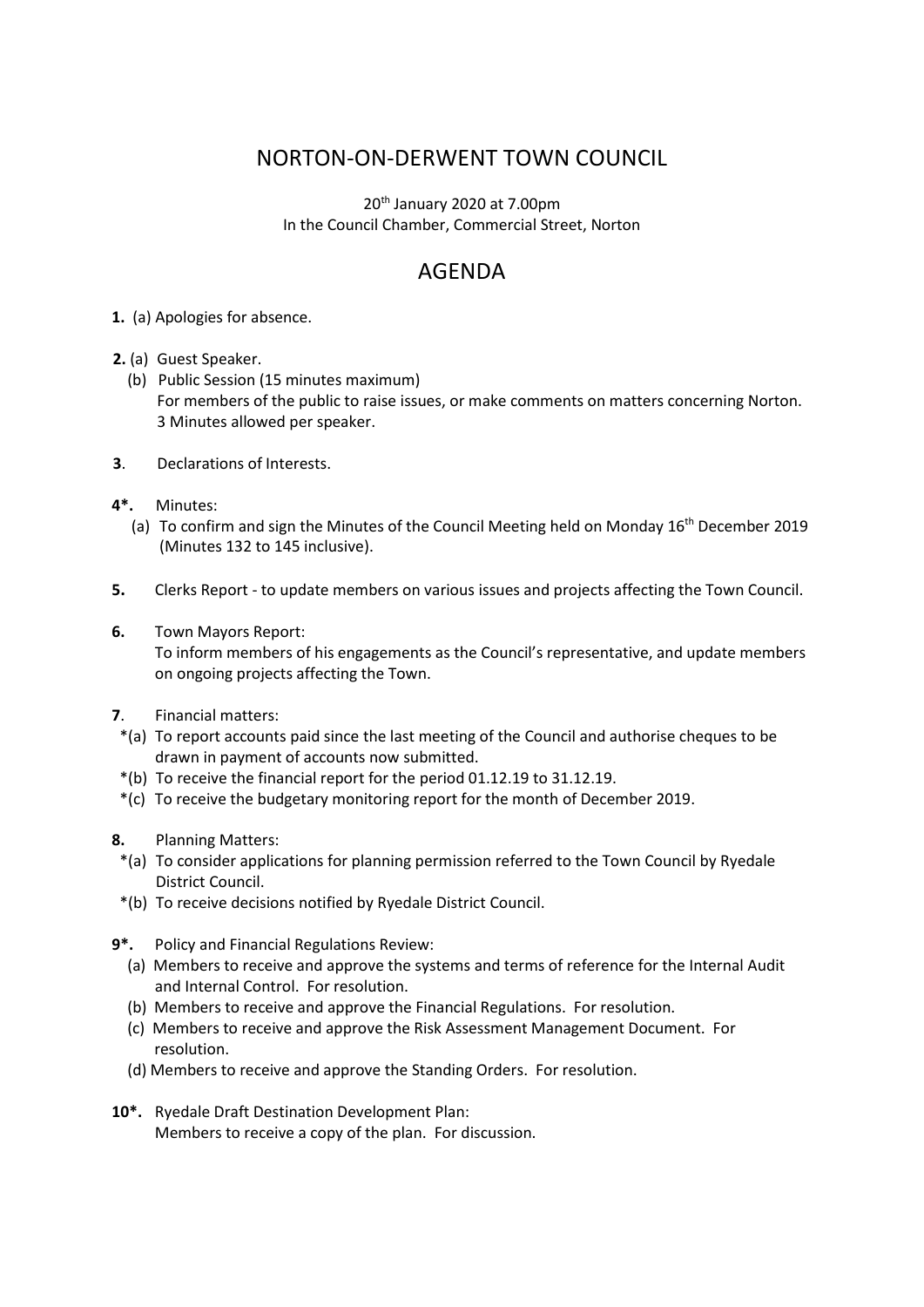# NORTON-ON-DERWENT TOWN COUNCIL

20th January 2020 at 7.00pm
In the Council Chamber, Commercial Street, Norton

## AGENDA

**1.** (a) Apologies for absence.

**2.** (a) Guest Speaker.
(b) Public Session (15 minutes maximum)
For members of the public to raise issues, or make comments on matters concerning Norton. 3 Minutes allowed per speaker.

**3**. Declarations of Interests.

**4*.** Minutes:
(a) To confirm and sign the Minutes of the Council Meeting held on Monday 16th December 2019 (Minutes 132 to 145 inclusive).

**5.** Clerks Report - to update members on various issues and projects affecting the Town Council.

**6.** Town Mayors Report:
To inform members of his engagements as the Council's representative, and update members on ongoing projects affecting the Town.

**7**. Financial matters:
*(a) To report accounts paid since the last meeting of the Council and authorise cheques to be drawn in payment of accounts now submitted.
*(b) To receive the financial report for the period 01.12.19 to 31.12.19.
*(c) To receive the budgetary monitoring report for the month of December 2019.

**8.** Planning Matters:
*(a) To consider applications for planning permission referred to the Town Council by Ryedale District Council.
*(b) To receive decisions notified by Ryedale District Council.

**9*.** Policy and Financial Regulations Review:
(a) Members to receive and approve the systems and terms of reference for the Internal Audit and Internal Control. For resolution.
(b) Members to receive and approve the Financial Regulations. For resolution.
(c) Members to receive and approve the Risk Assessment Management Document. For resolution.
(d) Members to receive and approve the Standing Orders. For resolution.

**10*.** Ryedale Draft Destination Development Plan:
Members to receive a copy of the plan. For discussion.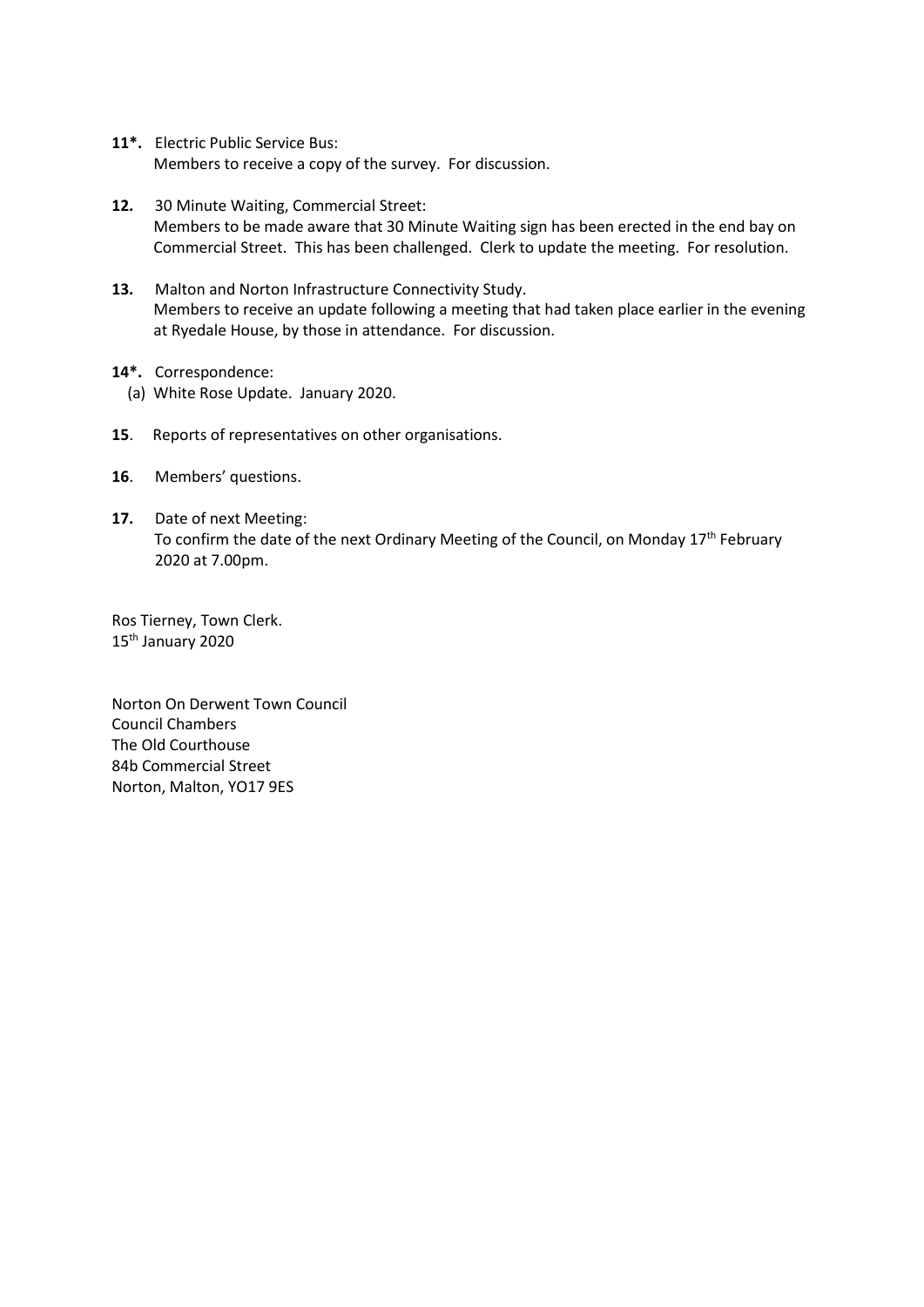**11*.** Electric Public Service Bus:
Members to receive a copy of the survey. For discussion.

**12.** 30 Minute Waiting, Commercial Street:
Members to be made aware that 30 Minute Waiting sign has been erected in the end bay on Commercial Street. This has been challenged. Clerk to update the meeting. For resolution.

**13.** Malton and Norton Infrastructure Connectivity Study.
Members to receive an update following a meeting that had taken place earlier in the evening at Ryedale House, by those in attendance. For discussion.

**14*.** Correspondence:
(a) White Rose Update. January 2020.

**15**. Reports of representatives on other organisations.

**16**. Members' questions.

**17.** Date of next Meeting:
To confirm the date of the next Ordinary Meeting of the Council, on Monday 17th February 2020 at 7.00pm.

Ros Tierney, Town Clerk.
15th January 2020

Norton On Derwent Town Council
Council Chambers
The Old Courthouse
84b Commercial Street
Norton, Malton, YO17 9ES